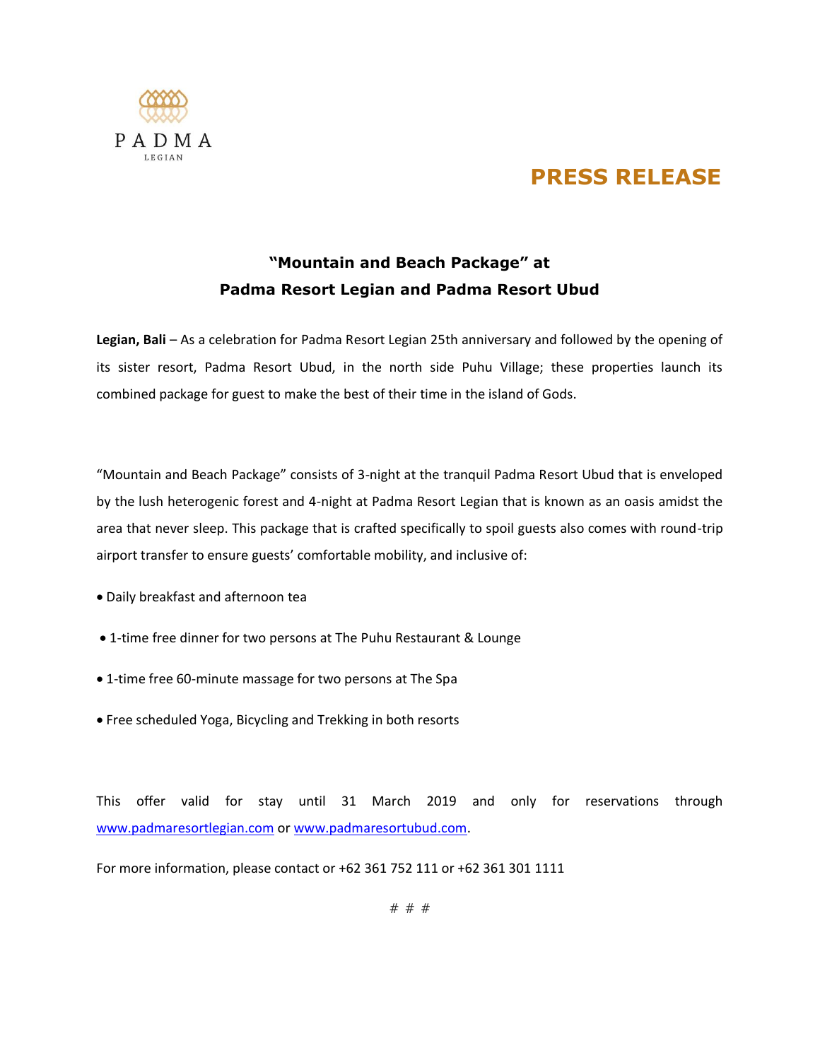PADMA

LEGIAN

# PRESS RELEASE

## "Mountain and Beach Package" at Padma Resort Legian and Padma Resort Ubud

**Legian, Bali** – As a celebration for Padma Resort Legian 25th anniversary and followed by the opening of its sister resort, Padma Resort Ubud, in the north side Puhu Village; these properties launch its combined package for guest to make the best of their time in the island of Gods.

"Mountain and Beach Package" consists of 3-night at the tranquil Padma Resort Ubud that is enveloped by the lush heterogenic forest and 4-night at Padma Resort Legian that is known as an oasis amidst the area that never sleep. This package that is crafted specifically to spoil guests also comes with round-trip airport transfer to ensure guests' comfortable mobility, and inclusive of:

- Daily breakfast and afternoon tea
- 1-time free dinner for two persons at The Puhu Restaurant & Lounge
- 1-time free 60-minute massage for two persons at The Spa
- Free scheduled Yoga, Bicycling and Trekking in both resorts

This offer valid for stay until 31 March 2019 and only for reservations through www.padmaresortlegian.com or www.padmaresortubud.com.

For more information, please contact or +62 361 752 111 or +62 361 301 1111

# # #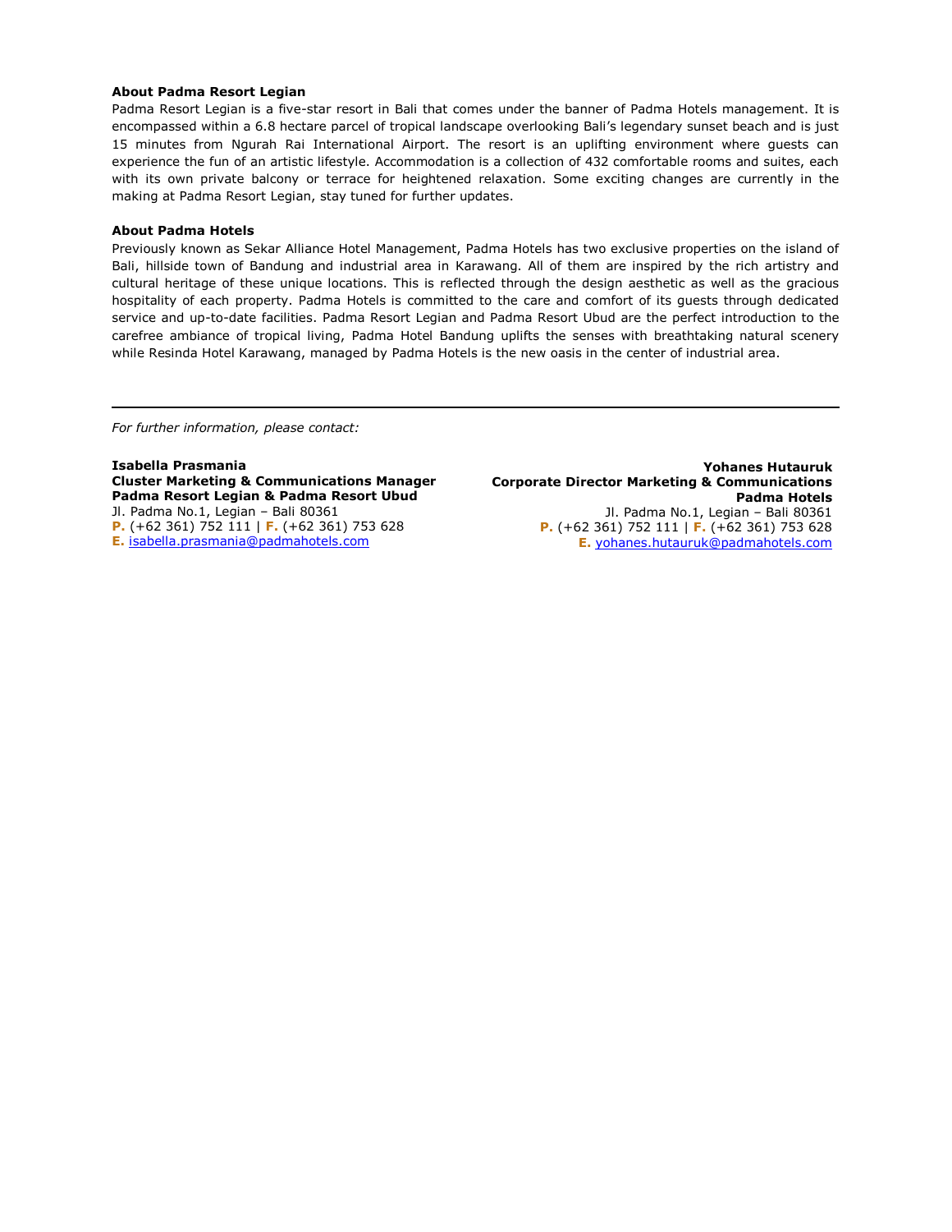**About Padma Resort Legian**

Padma Resort Legian is a five-star resort in Bali that comes under the banner of Padma Hotels management. It is encompassed within a 6.8 hectare parcel of tropical landscape overlooking Bali's legendary sunset beach and is just 15 minutes from Ngurah Rai International Airport. The resort is an uplifting environment where guests can experience the fun of an artistic lifestyle. Accommodation is a collection of 432 comfortable rooms and suites, each with its own private balcony or terrace for heightened relaxation. Some exciting changes are currently in the making at Padma Resort Legian, stay tuned for further updates.

**About Padma Hotels**

Previously known as Sekar Alliance Hotel Management, Padma Hotels has two exclusive properties on the island of Bali, hillside town of Bandung and industrial area in Karawang. All of them are inspired by the rich artistry and cultural heritage of these unique locations. This is reflected through the design aesthetic as well as the gracious hospitality of each property. Padma Hotels is committed to the care and comfort of its guests through dedicated service and up-to-date facilities. Padma Resort Legian and Padma Resort Ubud are the perfect introduction to the carefree ambiance of tropical living, Padma Hotel Bandung uplifts the senses with breathtaking natural scenery while Resinda Hotel Karawang, managed by Padma Hotels is the new oasis in the center of industrial area.

---

*For further information, please contact:*

**Isabella Prasmania**
**Cluster Marketing & Communications Manager**
**Padma Resort Legian & Padma Resort Ubud**
Jl. Padma No.1, Legian – Bali 80361
**P.** (+62 361) 752 111 | **F.** (+62 361) 753 628
**E.** isabella.prasmania@padmahotels.com

**Yohanes Hutauruk**
**Corporate Director Marketing & Communications**
**Padma Hotels**
Jl. Padma No.1, Legian – Bali 80361
**P.** (+62 361) 752 111 | **F.** (+62 361) 753 628
**E.** yohanes.hutauruk@padmahotels.com